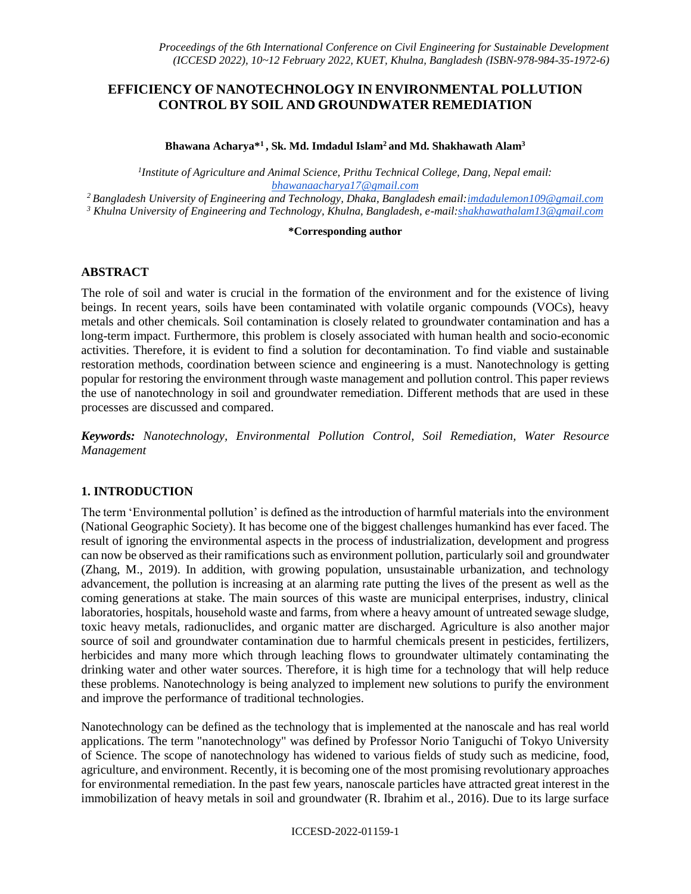# EFFICIENCY OF NANOTECHNOLOGY IN ENVIRONMENTAL POLLUTION CONTROL BY SOIL AND GROUNDWATER REMEDIATION

**Bhawana Acharya*[1] , Sk. Md. Imdadul Islam[2] and Md. Shakhawath Alam[3]**

*[1]Institute of Agriculture and Animal Science, Prithu Technical College, Dang, Nepal email: bhawanaacharya17@gmail.com*

*[2] Bangladesh University of Engineering and Technology, Dhaka, Bangladesh email: imdadulemon109@gmail.com*

*[3] Khulna University of Engineering and Technology, Khulna, Bangladesh, e-mail: shakhawathalam13@gmail.com*

**\*Corresponding author**

## ABSTRACT

The role of soil and water is crucial in the formation of the environment and for the existence of living beings. In recent years, soils have been contaminated with volatile organic compounds (VOCs), heavy metals and other chemicals. Soil contamination is closely related to groundwater contamination and has a long-term impact. Furthermore, this problem is closely associated with human health and socio-economic activities. Therefore, it is evident to find a solution for decontamination. To find viable and sustainable restoration methods, coordination between science and engineering is a must. Nanotechnology is getting popular for restoring the environment through waste management and pollution control. This paper reviews the use of nanotechnology in soil and groundwater remediation. Different methods that are used in these processes are discussed and compared.

***Keywords:*** *Nanotechnology, Environmental Pollution Control, Soil Remediation, Water Resource Management*

## 1. INTRODUCTION

The term 'Environmental pollution' is defined as the introduction of harmful materials into the environment (National Geographic Society). It has become one of the biggest challenges humankind has ever faced. The result of ignoring the environmental aspects in the process of industrialization, development and progress can now be observed as their ramifications such as environment pollution, particularly soil and groundwater (Zhang, M., 2019). In addition, with growing population, unsustainable urbanization, and technology advancement, the pollution is increasing at an alarming rate putting the lives of the present as well as the coming generations at stake. The main sources of this waste are municipal enterprises, industry, clinical laboratories, hospitals, household waste and farms, from where a heavy amount of untreated sewage sludge, toxic heavy metals, radionuclides, and organic matter are discharged. Agriculture is also another major source of soil and groundwater contamination due to harmful chemicals present in pesticides, fertilizers, herbicides and many more which through leaching flows to groundwater ultimately contaminating the drinking water and other water sources. Therefore, it is high time for a technology that will help reduce these problems. Nanotechnology is being analyzed to implement new solutions to purify the environment and improve the performance of traditional technologies.

Nanotechnology can be defined as the technology that is implemented at the nanoscale and has real world applications. The term "nanotechnology" was defined by Professor Norio Taniguchi of Tokyo University of Science. The scope of nanotechnology has widened to various fields of study such as medicine, food, agriculture, and environment. Recently, it is becoming one of the most promising revolutionary approaches for environmental remediation. In the past few years, nanoscale particles have attracted great interest in the immobilization of heavy metals in soil and groundwater (R. Ibrahim et al., 2016). Due to its large surface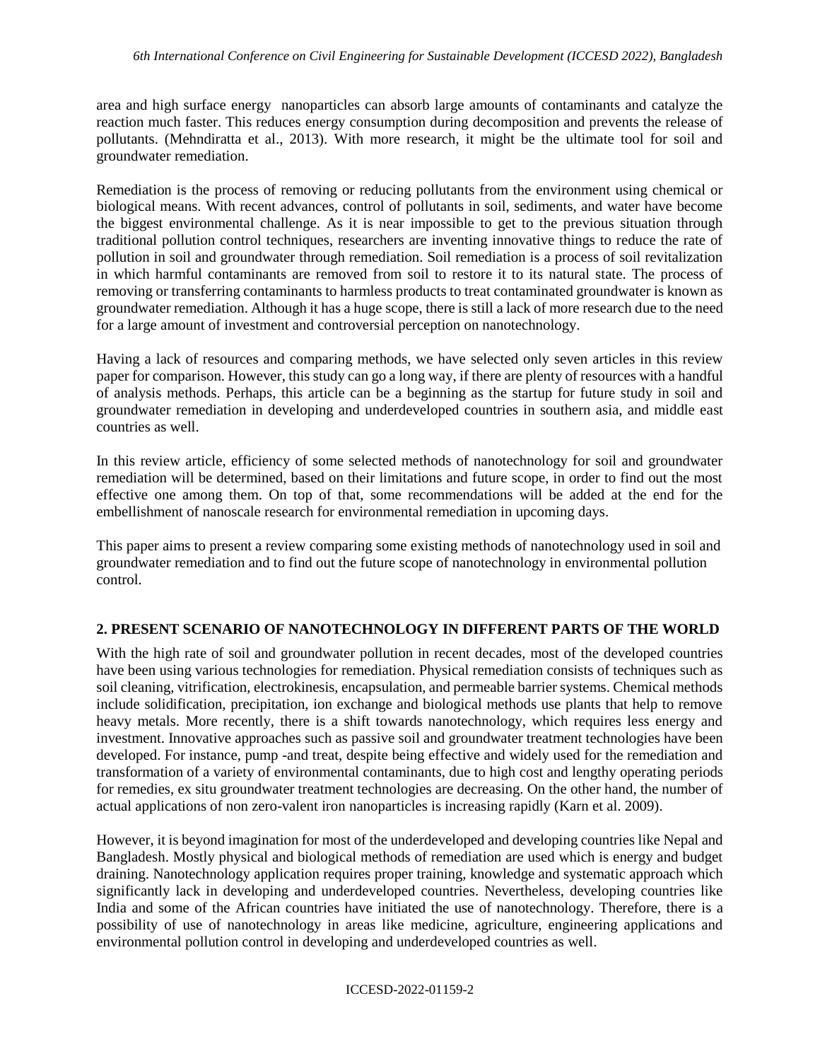area and high surface energy  nanoparticles can absorb large amounts of contaminants and catalyze the reaction much faster. This reduces energy consumption during decomposition and prevents the release of pollutants. (Mehndiratta et al., 2013). With more research, it might be the ultimate tool for soil and groundwater remediation.

Remediation is the process of removing or reducing pollutants from the environment using chemical or biological means. With recent advances, control of pollutants in soil, sediments, and water have become the biggest environmental challenge. As it is near impossible to get to the previous situation through traditional pollution control techniques, researchers are inventing innovative things to reduce the rate of pollution in soil and groundwater through remediation. Soil remediation is a process of soil revitalization in which harmful contaminants are removed from soil to restore it to its natural state. The process of removing or transferring contaminants to harmless products to treat contaminated groundwater is known as groundwater remediation. Although it has a huge scope, there is still a lack of more research due to the need for a large amount of investment and controversial perception on nanotechnology.

Having a lack of resources and comparing methods, we have selected only seven articles in this review paper for comparison. However, this study can go a long way, if there are plenty of resources with a handful of analysis methods. Perhaps, this article can be a beginning as the startup for future study in soil and groundwater remediation in developing and underdeveloped countries in southern asia, and middle east countries as well.

In this review article, efficiency of some selected methods of nanotechnology for soil and groundwater remediation will be determined, based on their limitations and future scope, in order to find out the most effective one among them. On top of that, some recommendations will be added at the end for the embellishment of nanoscale research for environmental remediation in upcoming days.

This paper aims to present a review comparing some existing methods of nanotechnology used in soil and groundwater remediation and to find out the future scope of nanotechnology in environmental pollution control.

## 2. PRESENT SCENARIO OF NANOTECHNOLOGY IN DIFFERENT PARTS OF THE WORLD

With the high rate of soil and groundwater pollution in recent decades, most of the developed countries have been using various technologies for remediation. Physical remediation consists of techniques such as soil cleaning, vitrification, electrokinesis, encapsulation, and permeable barrier systems. Chemical methods include solidification, precipitation, ion exchange and biological methods use plants that help to remove heavy metals. More recently, there is a shift towards nanotechnology, which requires less energy and investment. Innovative approaches such as passive soil and groundwater treatment technologies have been developed. For instance, pump -and treat, despite being effective and widely used for the remediation and transformation of a variety of environmental contaminants, due to high cost and lengthy operating periods for remedies, ex situ groundwater treatment technologies are decreasing. On the other hand, the number of actual applications of non zero-valent iron nanoparticles is increasing rapidly (Karn et al. 2009).

However, it is beyond imagination for most of the underdeveloped and developing countries like Nepal and Bangladesh. Mostly physical and biological methods of remediation are used which is energy and budget draining. Nanotechnology application requires proper training, knowledge and systematic approach which significantly lack in developing and underdeveloped countries. Nevertheless, developing countries like India and some of the African countries have initiated the use of nanotechnology. Therefore, there is a possibility of use of nanotechnology in areas like medicine, agriculture, engineering applications and environmental pollution control in developing and underdeveloped countries as well.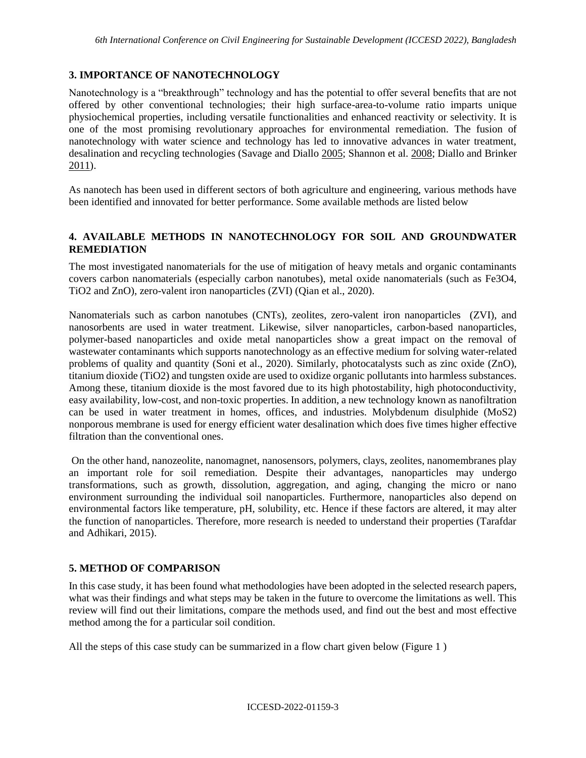## 3. IMPORTANCE OF NANOTECHNOLOGY

Nanotechnology is a "breakthrough" technology and has the potential to offer several benefits that are not offered by other conventional technologies; their high surface-area-to-volume ratio imparts unique physiochemical properties, including versatile functionalities and enhanced reactivity or selectivity. It is one of the most promising revolutionary approaches for environmental remediation. The fusion of nanotechnology with water science and technology has led to innovative advances in water treatment, desalination and recycling technologies (Savage and Diallo 2005; Shannon et al. 2008; Diallo and Brinker 2011).

As nanotech has been used in different sectors of both agriculture and engineering, various methods have been identified and innovated for better performance. Some available methods are listed below

## 4. AVAILABLE METHODS IN NANOTECHNOLOGY FOR SOIL AND GROUNDWATER REMEDIATION

The most investigated nanomaterials for the use of mitigation of heavy metals and organic contaminants covers carbon nanomaterials (especially carbon nanotubes), metal oxide nanomaterials (such as $Fe_3O_4$, $TiO_2$ and ZnO), zero-valent iron nanoparticles (ZVI) (Qian et al., 2020).

Nanomaterials such as carbon nanotubes (CNTs), zeolites, zero-valent iron nanoparticles (ZVI), and nanosorbents are used in water treatment. Likewise, silver nanoparticles, carbon-based nanoparticles, polymer-based nanoparticles and oxide metal nanoparticles show a great impact on the removal of wastewater contaminants which supports nanotechnology as an effective medium for solving water-related problems of quality and quantity (Soni et al., 2020). Similarly, photocatalysts such as zinc oxide (ZnO), titanium dioxide ($TiO_2$) and tungsten oxide are used to oxidize organic pollutants into harmless substances. Among these, titanium dioxide is the most favored due to its high photostability, high photoconductivity, easy availability, low-cost, and non-toxic properties. In addition, a new technology known as nanofiltration can be used in water treatment in homes, offices, and industries. Molybdenum disulphide ($MoS_2$) nonporous membrane is used for energy efficient water desalination which does five times higher effective filtration than the conventional ones.

On the other hand, nanozeolite, nanomagnet, nanosensors, polymers, clays, zeolites, nanomembranes play an important role for soil remediation. Despite their advantages, nanoparticles may undergo transformations, such as growth, dissolution, aggregation, and aging, changing the micro or nano environment surrounding the individual soil nanoparticles. Furthermore, nanoparticles also depend on environmental factors like temperature, pH, solubility, etc. Hence if these factors are altered, it may alter the function of nanoparticles. Therefore, more research is needed to understand their properties (Tarafdar and Adhikari, 2015).

## 5. METHOD OF COMPARISON

In this case study, it has been found what methodologies have been adopted in the selected research papers, what was their findings and what steps may be taken in the future to overcome the limitations as well. This review will find out their limitations, compare the methods used, and find out the best and most effective method among the for a particular soil condition.

All the steps of this case study can be summarized in a flow chart given below (Figure 1 )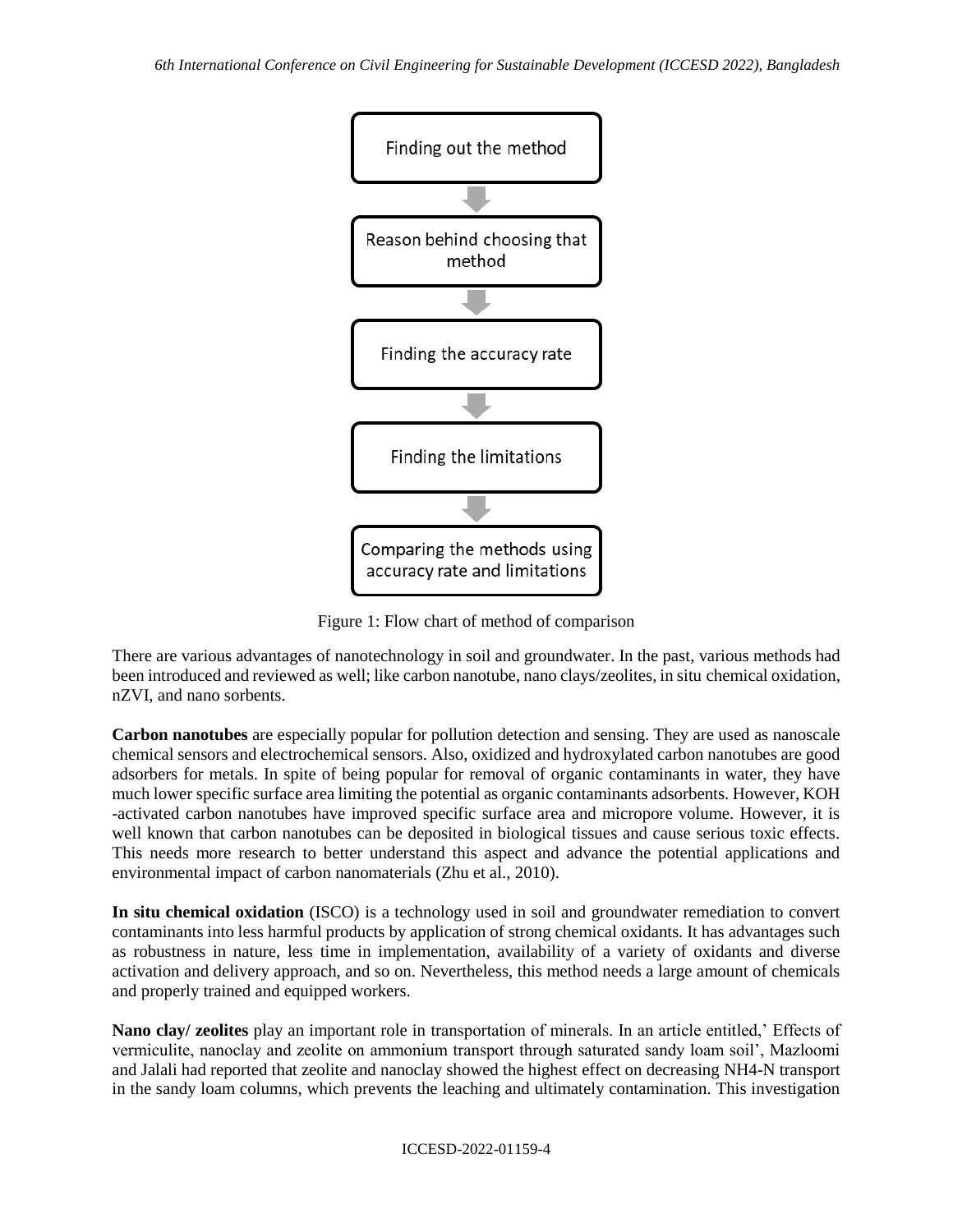Finding out the method

↓

Reason behind choosing that method

↓

Finding the accuracy rate

↓

Finding the limitations

↓

Comparing the methods using accuracy rate and limitations

Figure 1: Flow chart of method of comparison

There are various advantages of nanotechnology in soil and groundwater. In the past, various methods had been introduced and reviewed as well; like carbon nanotube, nano clays/zeolites, in situ chemical oxidation, nZVI, and nano sorbents.

**Carbon nanotubes** are especially popular for pollution detection and sensing. They are used as nanoscale chemical sensors and electrochemical sensors. Also, oxidized and hydroxylated carbon nanotubes are good adsorbers for metals. In spite of being popular for removal of organic contaminants in water, they have much lower specific surface area limiting the potential as organic contaminants adsorbents. However, KOH -activated carbon nanotubes have improved specific surface area and micropore volume. However, it is well known that carbon nanotubes can be deposited in biological tissues and cause serious toxic effects. This needs more research to better understand this aspect and advance the potential applications and environmental impact of carbon nanomaterials (Zhu et al., 2010).

**In situ chemical oxidation** (ISCO) is a technology used in soil and groundwater remediation to convert contaminants into less harmful products by application of strong chemical oxidants. It has advantages such as robustness in nature, less time in implementation, availability of a variety of oxidants and diverse activation and delivery approach, and so on. Nevertheless, this method needs a large amount of chemicals and properly trained and equipped workers.

**Nano clay/ zeolites** play an important role in transportation of minerals. In an article entitled,' Effects of vermiculite, nanoclay and zeolite on ammonium transport through saturated sandy loam soil', Mazloomi and Jalali had reported that zeolite and nanoclay showed the highest effect on decreasing $NH_4$-N transport in the sandy loam columns, which prevents the leaching and ultimately contamination. This investigation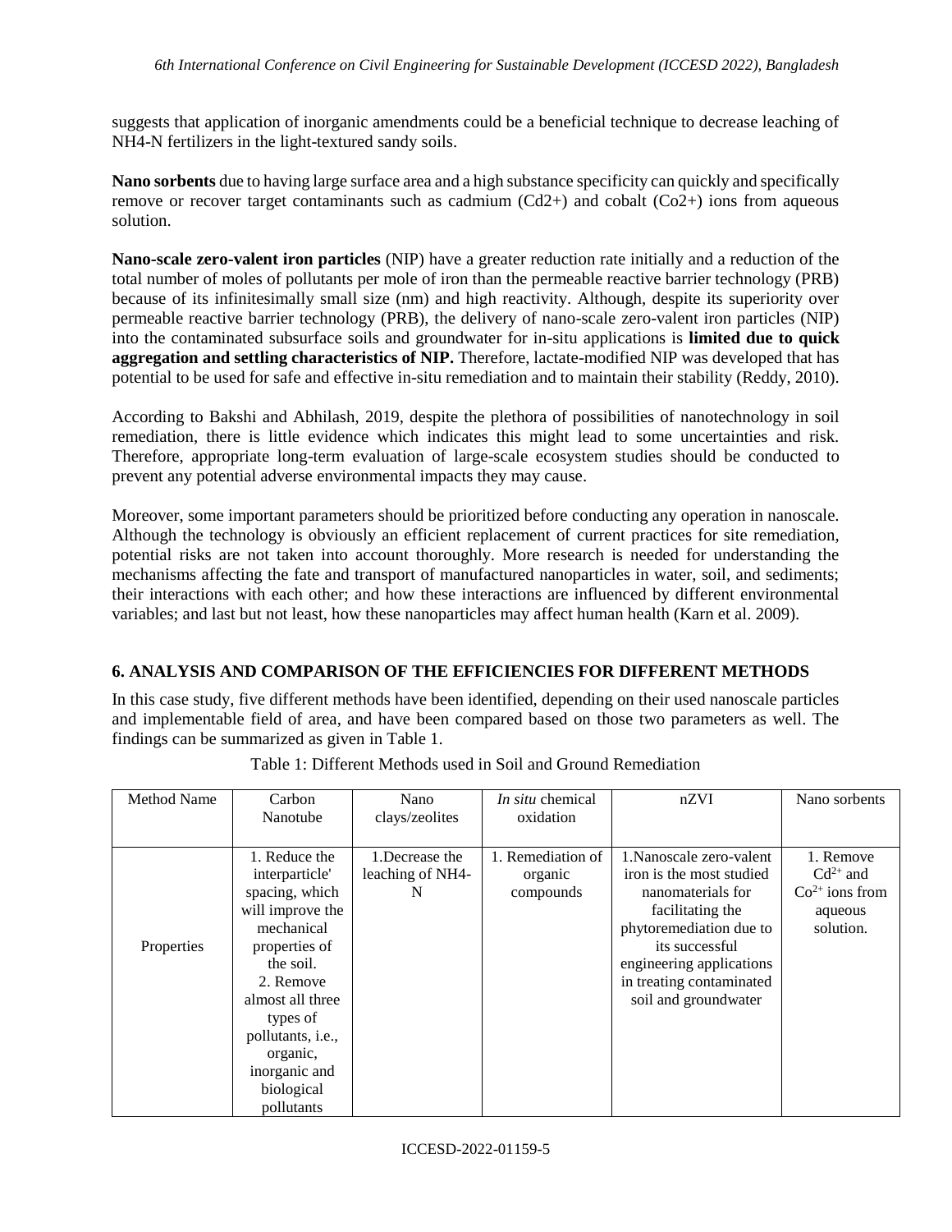suggests that application of inorganic amendments could be a beneficial technique to decrease leaching of NH4-N fertilizers in the light-textured sandy soils.

**Nano sorbents** due to having large surface area and a high substance specificity can quickly and specifically remove or recover target contaminants such as cadmium (Cd2+) and cobalt (Co2+) ions from aqueous solution.

**Nano-scale zero-valent iron particles** (NIP) have a greater reduction rate initially and a reduction of the total number of moles of pollutants per mole of iron than the permeable reactive barrier technology (PRB) because of its infinitesimally small size (nm) and high reactivity. Although, despite its superiority over permeable reactive barrier technology (PRB), the delivery of nano-scale zero-valent iron particles (NIP) into the contaminated subsurface soils and groundwater for in-situ applications is **limited due to quick aggregation and settling characteristics of NIP.** Therefore, lactate-modified NIP was developed that has potential to be used for safe and effective in-situ remediation and to maintain their stability (Reddy, 2010).

According to Bakshi and Abhilash, 2019, despite the plethora of possibilities of nanotechnology in soil remediation, there is little evidence which indicates this might lead to some uncertainties and risk. Therefore, appropriate long-term evaluation of large-scale ecosystem studies should be conducted to prevent any potential adverse environmental impacts they may cause.

Moreover, some important parameters should be prioritized before conducting any operation in nanoscale. Although the technology is obviously an efficient replacement of current practices for site remediation, potential risks are not taken into account thoroughly. More research is needed for understanding the mechanisms affecting the fate and transport of manufactured nanoparticles in water, soil, and sediments; their interactions with each other; and how these interactions are influenced by different environmental variables; and last but not least, how these nanoparticles may affect human health (Karn et al. 2009).

## 6. ANALYSIS AND COMPARISON OF THE EFFICIENCIES FOR DIFFERENT METHODS

In this case study, five different methods have been identified, depending on their used nanoscale particles and implementable field of area, and have been compared based on those two parameters as well. The findings can be summarized as given in Table 1.

Table 1: Different Methods used in Soil and Ground Remediation

| Method Name | Carbon Nanotube | Nano clays/zeolites | *In situ* chemical oxidation | nZVI | Nano sorbents |
|---|---|---|---|---|---|
| Properties | 1. Reduce the interparticle' spacing, which will improve the mechanical properties of the soil. 2. Remove almost all three types of pollutants, i.e., organic, inorganic and biological pollutants | 1.Decrease the leaching of NH4-N | 1. Remediation of organic compounds | 1.Nanoscale zero-valent iron is the most studied nanomaterials for facilitating the phytoremediation due to its successful engineering applications in treating contaminated soil and groundwater | 1. Remove $Cd^{2+}$ and $Co^{2+}$ ions from aqueous solution. |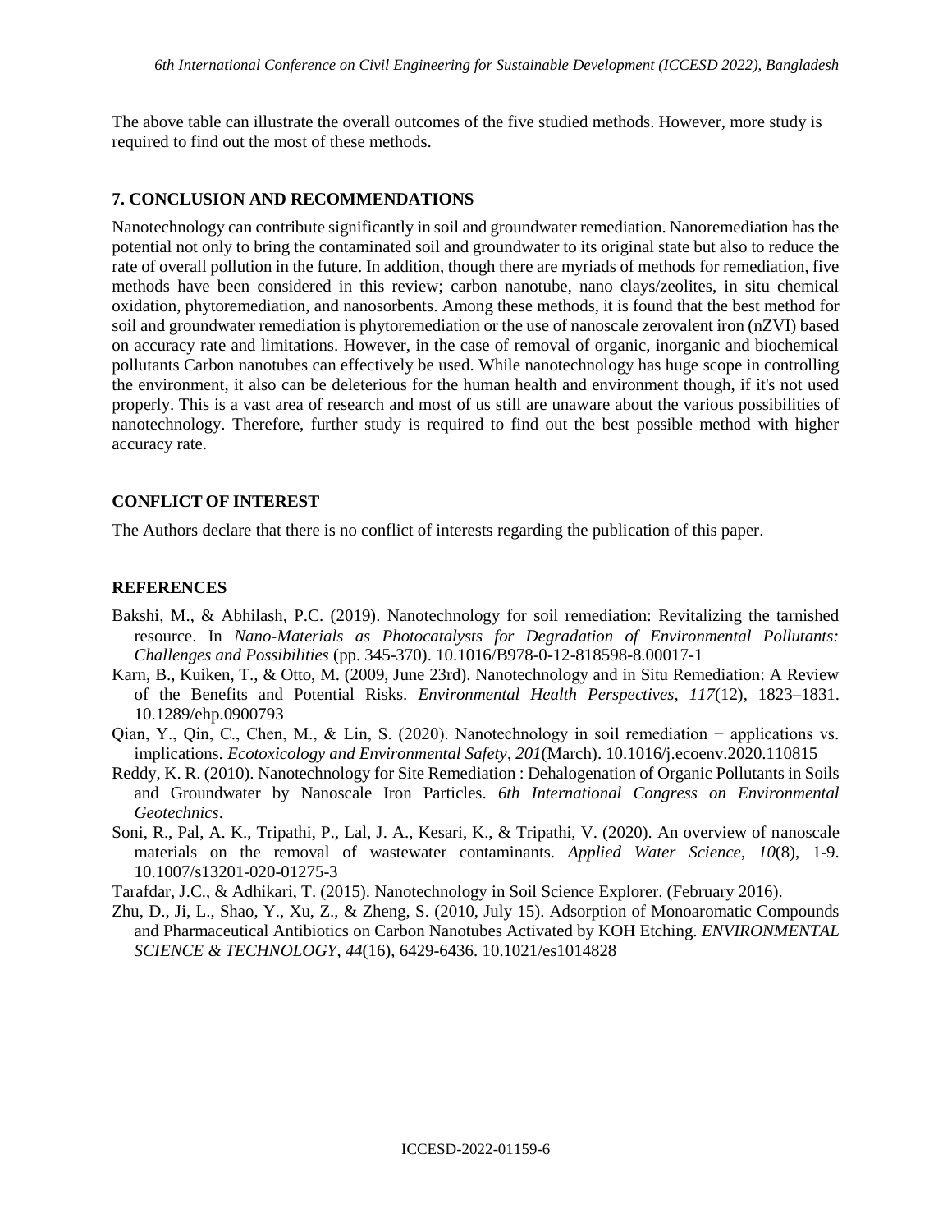The above table can illustrate the overall outcomes of the five studied methods. However, more study is required to find out the most of these methods.

## 7. CONCLUSION AND RECOMMENDATIONS

Nanotechnology can contribute significantly in soil and groundwater remediation. Nanoremediation has the potential not only to bring the contaminated soil and groundwater to its original state but also to reduce the rate of overall pollution in the future. In addition, though there are myriads of methods for remediation, five methods have been considered in this review; carbon nanotube, nano clays/zeolites, in situ chemical oxidation, phytoremediation, and nanosorbents. Among these methods, it is found that the best method for soil and groundwater remediation is phytoremediation or the use of nanoscale zerovalent iron (nZVI) based on accuracy rate and limitations. However, in the case of removal of organic, inorganic and biochemical pollutants Carbon nanotubes can effectively be used. While nanotechnology has huge scope in controlling the environment, it also can be deleterious for the human health and environment though, if it's not used properly. This is a vast area of research and most of us still are unaware about the various possibilities of nanotechnology. Therefore, further study is required to find out the best possible method with higher accuracy rate.

## CONFLICT OF INTEREST

The Authors declare that there is no conflict of interests regarding the publication of this paper.

## REFERENCES

Bakshi, M., & Abhilash, P.C. (2019). Nanotechnology for soil remediation: Revitalizing the tarnished resource. In *Nano-Materials as Photocatalysts for Degradation of Environmental Pollutants: Challenges and Possibilities* (pp. 345-370). 10.1016/B978-0-12-818598-8.00017-1

Karn, B., Kuiken, T., & Otto, M. (2009, June 23rd). Nanotechnology and in Situ Remediation: A Review of the Benefits and Potential Risks. *Environmental Health Perspectives*, *117*(12), 1823–1831. 10.1289/ehp.0900793

Qian, Y., Qin, C., Chen, M., & Lin, S. (2020). Nanotechnology in soil remediation − applications vs. implications. *Ecotoxicology and Environmental Safety*, *201*(March). 10.1016/j.ecoenv.2020.110815

Reddy, K. R. (2010). Nanotechnology for Site Remediation : Dehalogenation of Organic Pollutants in Soils and Groundwater by Nanoscale Iron Particles. *6th International Congress on Environmental Geotechnics*.

Soni, R., Pal, A. K., Tripathi, P., Lal, J. A., Kesari, K., & Tripathi, V. (2020). An overview of nanoscale materials on the removal of wastewater contaminants. *Applied Water Science*, *10*(8), 1-9. 10.1007/s13201-020-01275-3

Tarafdar, J.C., & Adhikari, T. (2015). Nanotechnology in Soil Science Explorer. (February 2016).

Zhu, D., Ji, L., Shao, Y., Xu, Z., & Zheng, S. (2010, July 15). Adsorption of Monoaromatic Compounds and Pharmaceutical Antibiotics on Carbon Nanotubes Activated by KOH Etching. *ENVIRONMENTAL SCIENCE & TECHNOLOGY*, *44*(16), 6429-6436. 10.1021/es1014828